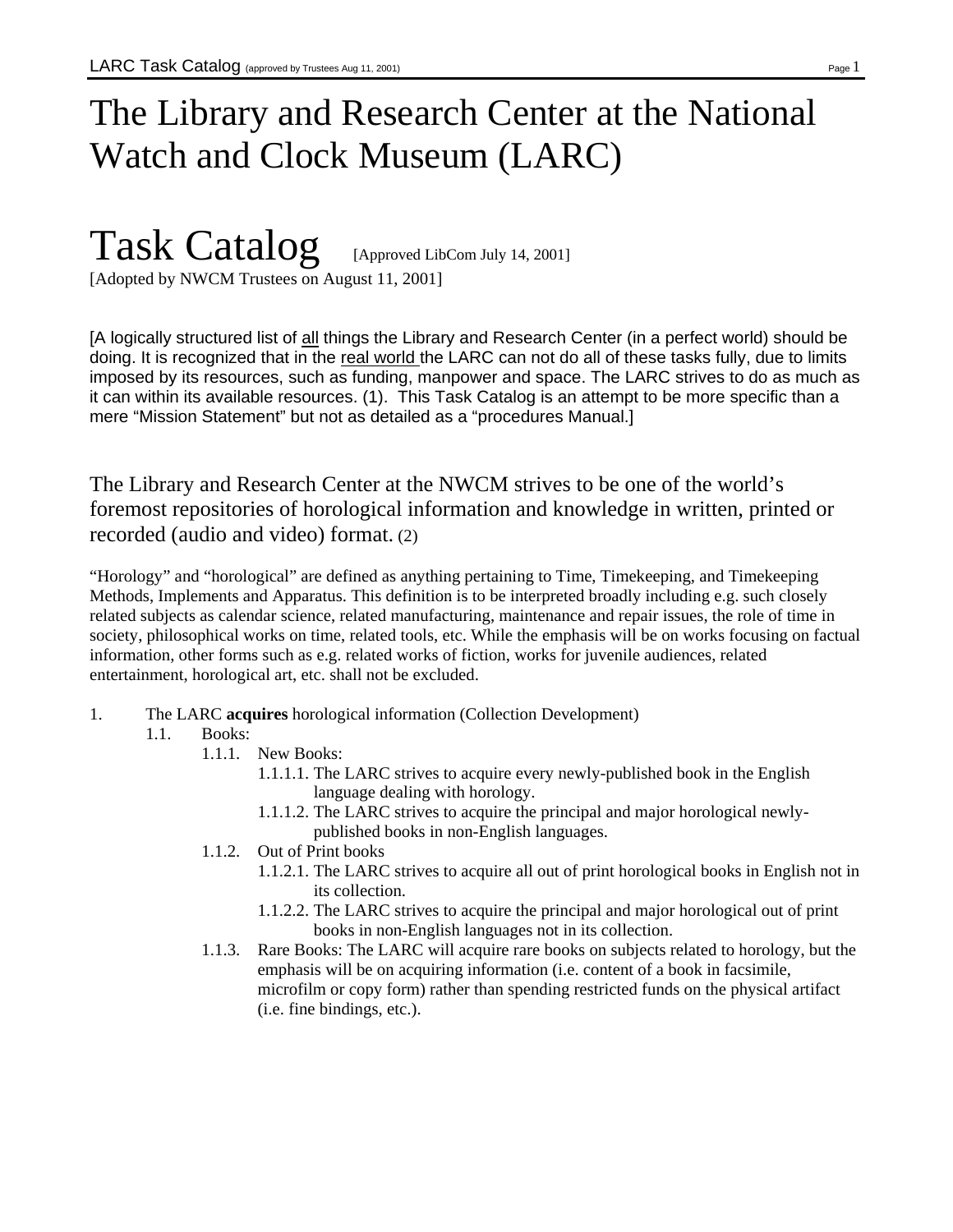# The Library and Research Center at the National Watch and Clock Museum (LARC)

# Task Catalog

[Approved LibCom July 14, 2001]
[Adopted by NWCM Trustees on August 11, 2001]

[A logically structured list of <u>all</u> things the Library and Research Center (in a perfect world) should be doing. It is recognized that in the <u>real world</u> the LARC can not do all of these tasks fully, due to limits imposed by its resources, such as funding, manpower and space. The LARC strives to do as much as it can within its available resources. (1). This Task Catalog is an attempt to be more specific than a mere "Mission Statement" but not as detailed as a "procedures Manual.]

## The Library and Research Center at the NWCM strives to be one of the world's foremost repositories of horological information and knowledge in written, printed or recorded (audio and video) format. (2)

"Horology" and "horological" are defined as anything pertaining to Time, Timekeeping, and Timekeeping Methods, Implements and Apparatus. This definition is to be interpreted broadly including e.g. such closely related subjects as calendar science, related manufacturing, maintenance and repair issues, the role of time in society, philosophical works on time, related tools, etc. While the emphasis will be on works focusing on factual information, other forms such as e.g. related works of fiction, works for juvenile audiences, related entertainment, horological art, etc. shall not be excluded.

1. The LARC **acquires** horological information (Collection Development)
    - 1.1. Books:
        - 1.1.1. New Books:
            - 1.1.1.1. The LARC strives to acquire every newly-published book in the English language dealing with horology.
            - 1.1.1.2. The LARC strives to acquire the principal and major horological newly-published books in non-English languages.
        - 1.1.2. Out of Print books
            - 1.1.2.1. The LARC strives to acquire all out of print horological books in English not in its collection.
            - 1.1.2.2. The LARC strives to acquire the principal and major horological out of print books in non-English languages not in its collection.
        - 1.1.3. Rare Books: The LARC will acquire rare books on subjects related to horology, but the emphasis will be on acquiring information (i.e. content of a book in facsimile, microfilm or copy form) rather than spending restricted funds on the physical artifact (i.e. fine bindings, etc.).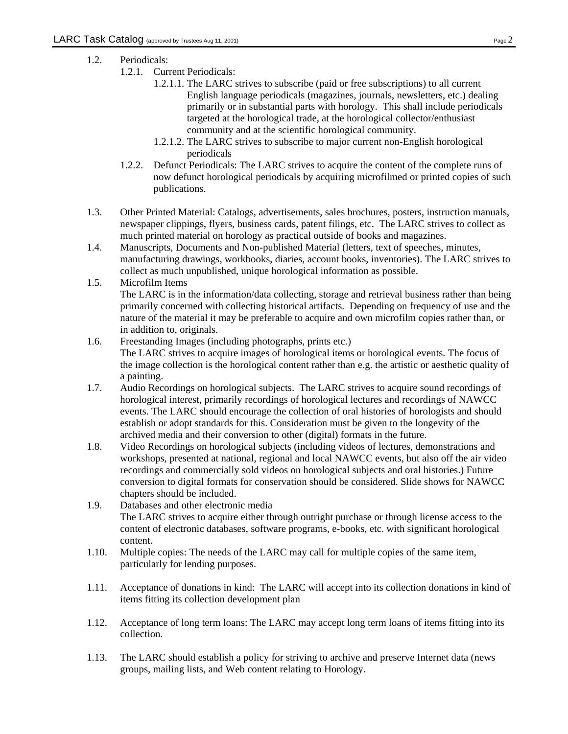1.2. Periodicals:

1.2.1. Current Periodicals:

1.2.1.1. The LARC strives to subscribe (paid or free subscriptions) to all current English language periodicals (magazines, journals, newsletters, etc.) dealing primarily or in substantial parts with horology. This shall include periodicals targeted at the horological trade, at the horological collector/enthusiast community and at the scientific horological community.

1.2.1.2. The LARC strives to subscribe to major current non-English horological periodicals

1.2.2. Defunct Periodicals: The LARC strives to acquire the content of the complete runs of now defunct horological periodicals by acquiring microfilmed or printed copies of such publications.

1.3. Other Printed Material: Catalogs, advertisements, sales brochures, posters, instruction manuals, newspaper clippings, flyers, business cards, patent filings, etc. The LARC strives to collect as much printed material on horology as practical outside of books and magazines.

1.4. Manuscripts, Documents and Non-published Material (letters, text of speeches, minutes, manufacturing drawings, workbooks, diaries, account books, inventories). The LARC strives to collect as much unpublished, unique horological information as possible.

1.5. Microfilm Items
The LARC is in the information/data collecting, storage and retrieval business rather than being primarily concerned with collecting historical artifacts. Depending on frequency of use and the nature of the material it may be preferable to acquire and own microfilm copies rather than, or in addition to, originals.

1.6. Freestanding Images (including photographs, prints etc.)
The LARC strives to acquire images of horological items or horological events. The focus of the image collection is the horological content rather than e.g. the artistic or aesthetic quality of a painting.

1.7. Audio Recordings on horological subjects. The LARC strives to acquire sound recordings of horological interest, primarily recordings of horological lectures and recordings of NAWCC events. The LARC should encourage the collection of oral histories of horologists and should establish or adopt standards for this. Consideration must be given to the longevity of the archived media and their conversion to other (digital) formats in the future.

1.8. Video Recordings on horological subjects (including videos of lectures, demonstrations and workshops, presented at national, regional and local NAWCC events, but also off the air video recordings and commercially sold videos on horological subjects and oral histories.) Future conversion to digital formats for conservation should be considered. Slide shows for NAWCC chapters should be included.

1.9. Databases and other electronic media
The LARC strives to acquire either through outright purchase or through license access to the content of electronic databases, software programs, e-books, etc. with significant horological content.

1.10. Multiple copies: The needs of the LARC may call for multiple copies of the same item, particularly for lending purposes.

1.11. Acceptance of donations in kind: The LARC will accept into its collection donations in kind of items fitting its collection development plan

1.12. Acceptance of long term loans: The LARC may accept long term loans of items fitting into its collection.

1.13. The LARC should establish a policy for striving to archive and preserve Internet data (news groups, mailing lists, and Web content relating to Horology.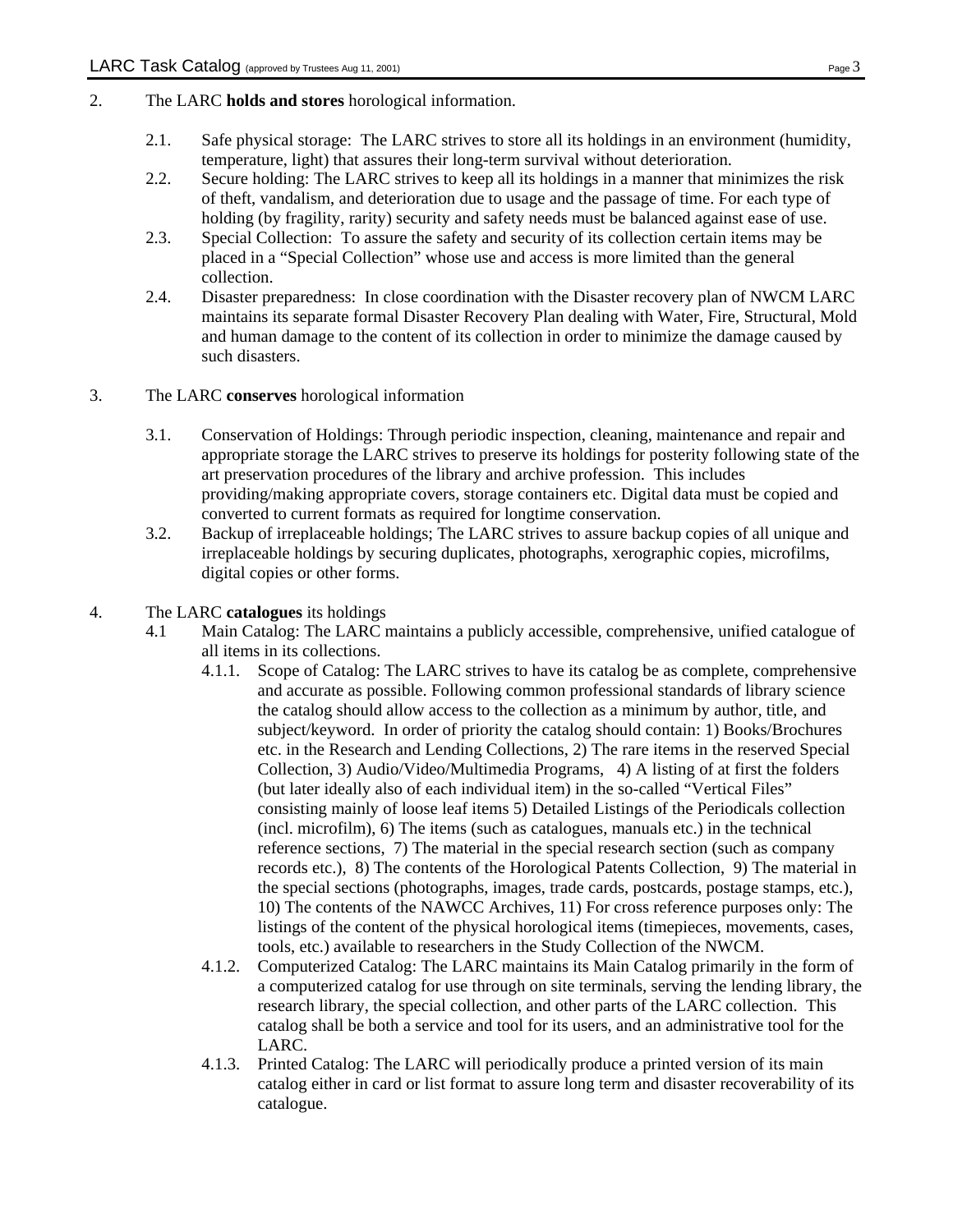2. The LARC **holds and stores** horological information.

   2.1. Safe physical storage: The LARC strives to store all its holdings in an environment (humidity, temperature, light) that assures their long-term survival without deterioration.

   2.2. Secure holding: The LARC strives to keep all its holdings in a manner that minimizes the risk of theft, vandalism, and deterioration due to usage and the passage of time. For each type of holding (by fragility, rarity) security and safety needs must be balanced against ease of use.

   2.3. Special Collection: To assure the safety and security of its collection certain items may be placed in a "Special Collection" whose use and access is more limited than the general collection.

   2.4. Disaster preparedness: In close coordination with the Disaster recovery plan of NWCM LARC maintains its separate formal Disaster Recovery Plan dealing with Water, Fire, Structural, Mold and human damage to the content of its collection in order to minimize the damage caused by such disasters.

3. The LARC **conserves** horological information

   3.1. Conservation of Holdings: Through periodic inspection, cleaning, maintenance and repair and appropriate storage the LARC strives to preserve its holdings for posterity following state of the art preservation procedures of the library and archive profession. This includes providing/making appropriate covers, storage containers etc. Digital data must be copied and converted to current formats as required for longtime conservation.

   3.2. Backup of irreplaceable holdings; The LARC strives to assure backup copies of all unique and irreplaceable holdings by securing duplicates, photographs, xerographic copies, microfilms, digital copies or other forms.

4. The LARC **catalogues** its holdings

   4.1 Main Catalog: The LARC maintains a publicly accessible, comprehensive, unified catalogue of all items in its collections.

      4.1.1. Scope of Catalog: The LARC strives to have its catalog be as complete, comprehensive and accurate as possible. Following common professional standards of library science the catalog should allow access to the collection as a minimum by author, title, and subject/keyword. In order of priority the catalog should contain: 1) Books/Brochures etc. in the Research and Lending Collections, 2) The rare items in the reserved Special Collection, 3) Audio/Video/Multimedia Programs, 4) A listing of at first the folders (but later ideally also of each individual item) in the so-called "Vertical Files" consisting mainly of loose leaf items 5) Detailed Listings of the Periodicals collection (incl. microfilm), 6) The items (such as catalogues, manuals etc.) in the technical reference sections, 7) The material in the special research section (such as company records etc.), 8) The contents of the Horological Patents Collection, 9) The material in the special sections (photographs, images, trade cards, postcards, postage stamps, etc.), 10) The contents of the NAWCC Archives, 11) For cross reference purposes only: The listings of the content of the physical horological items (timepieces, movements, cases, tools, etc.) available to researchers in the Study Collection of the NWCM.

      4.1.2. Computerized Catalog: The LARC maintains its Main Catalog primarily in the form of a computerized catalog for use through on site terminals, serving the lending library, the research library, the special collection, and other parts of the LARC collection. This catalog shall be both a service and tool for its users, and an administrative tool for the LARC.

      4.1.3. Printed Catalog: The LARC will periodically produce a printed version of its main catalog either in card or list format to assure long term and disaster recoverability of its catalogue.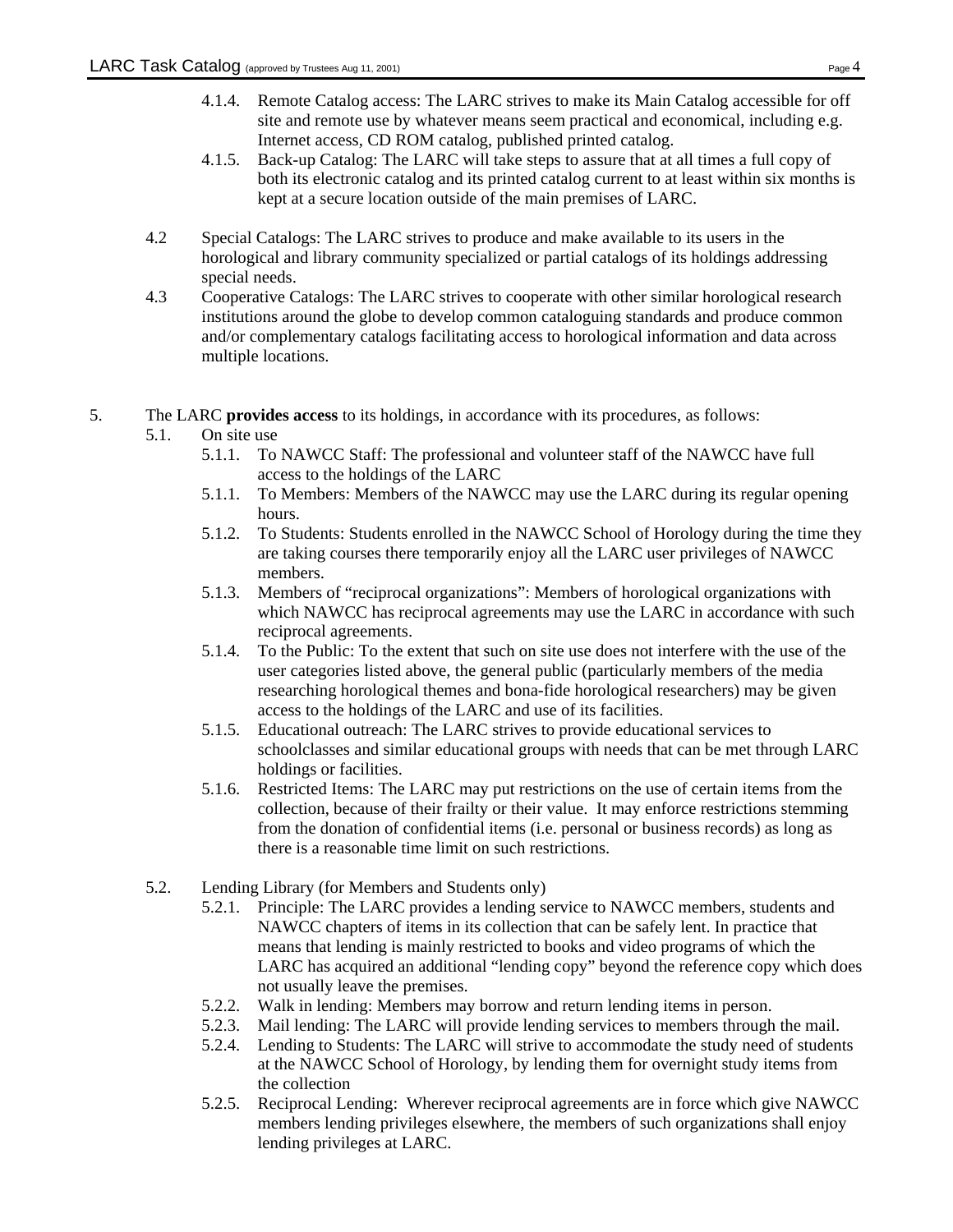4.1.4. Remote Catalog access: The LARC strives to make its Main Catalog accessible for off site and remote use by whatever means seem practical and economical, including e.g. Internet access, CD ROM catalog, published printed catalog.

4.1.5. Back-up Catalog: The LARC will take steps to assure that at all times a full copy of both its electronic catalog and its printed catalog current to at least within six months is kept at a secure location outside of the main premises of LARC.

4.2 Special Catalogs: The LARC strives to produce and make available to its users in the horological and library community specialized or partial catalogs of its holdings addressing special needs.

4.3 Cooperative Catalogs: The LARC strives to cooperate with other similar horological research institutions around the globe to develop common cataloguing standards and produce common and/or complementary catalogs facilitating access to horological information and data across multiple locations.

5. The LARC **provides access** to its holdings, in accordance with its procedures, as follows:

5.1. On site use

5.1.1. To NAWCC Staff: The professional and volunteer staff of the NAWCC have full access to the holdings of the LARC

5.1.1. To Members: Members of the NAWCC may use the LARC during its regular opening hours.

5.1.2. To Students: Students enrolled in the NAWCC School of Horology during the time they are taking courses there temporarily enjoy all the LARC user privileges of NAWCC members.

5.1.3. Members of "reciprocal organizations": Members of horological organizations with which NAWCC has reciprocal agreements may use the LARC in accordance with such reciprocal agreements.

5.1.4. To the Public: To the extent that such on site use does not interfere with the use of the user categories listed above, the general public (particularly members of the media researching horological themes and bona-fide horological researchers) may be given access to the holdings of the LARC and use of its facilities.

5.1.5. Educational outreach: The LARC strives to provide educational services to schoolclasses and similar educational groups with needs that can be met through LARC holdings or facilities.

5.1.6. Restricted Items: The LARC may put restrictions on the use of certain items from the collection, because of their frailty or their value. It may enforce restrictions stemming from the donation of confidential items (i.e. personal or business records) as long as there is a reasonable time limit on such restrictions.

5.2. Lending Library (for Members and Students only)

5.2.1. Principle: The LARC provides a lending service to NAWCC members, students and NAWCC chapters of items in its collection that can be safely lent. In practice that means that lending is mainly restricted to books and video programs of which the LARC has acquired an additional "lending copy" beyond the reference copy which does not usually leave the premises.

5.2.2. Walk in lending: Members may borrow and return lending items in person.

5.2.3. Mail lending: The LARC will provide lending services to members through the mail.

5.2.4. Lending to Students: The LARC will strive to accommodate the study need of students at the NAWCC School of Horology, by lending them for overnight study items from the collection

5.2.5. Reciprocal Lending: Wherever reciprocal agreements are in force which give NAWCC members lending privileges elsewhere, the members of such organizations shall enjoy lending privileges at LARC.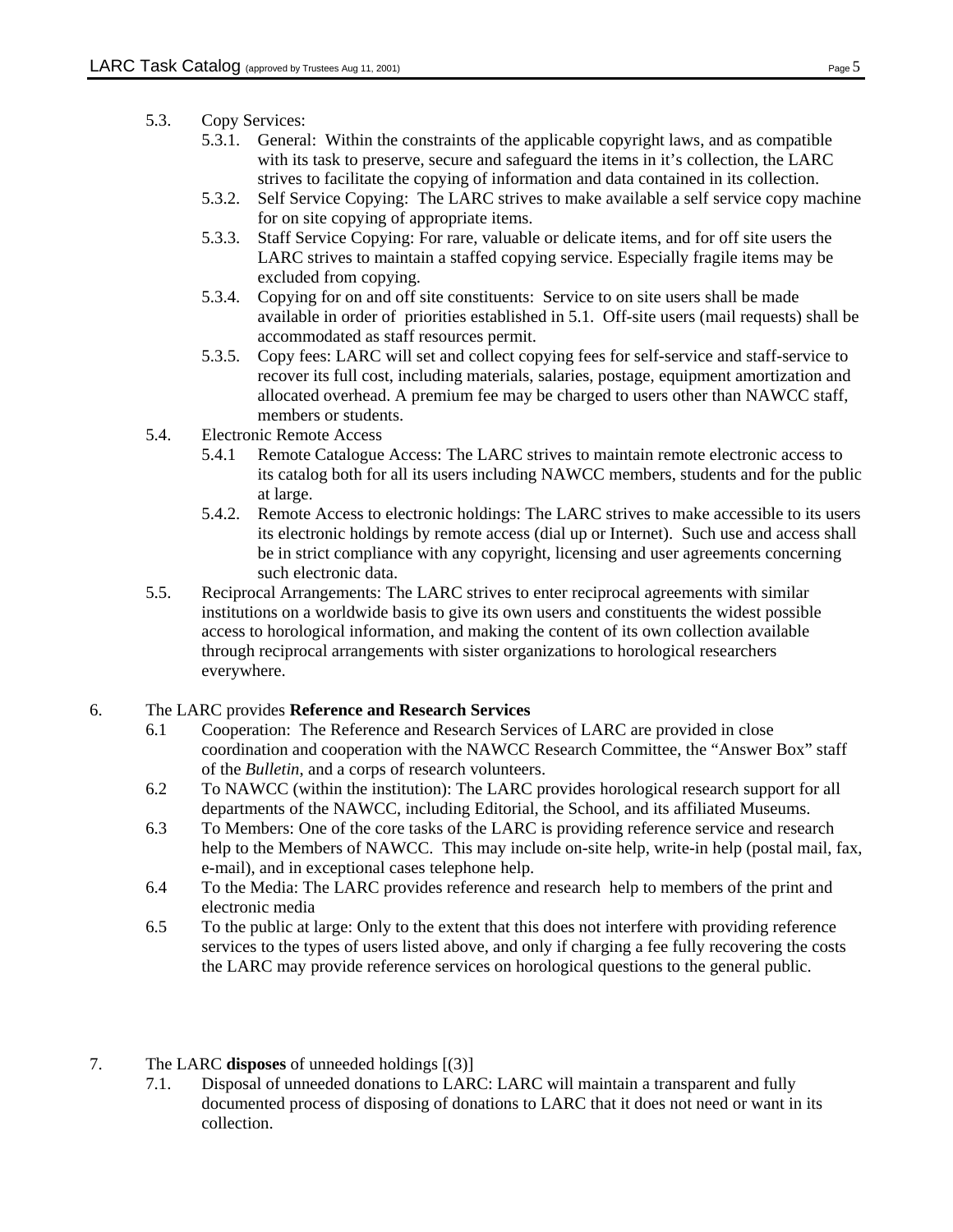5.3. Copy Services:

5.3.1. General: Within the constraints of the applicable copyright laws, and as compatible with its task to preserve, secure and safeguard the items in it's collection, the LARC strives to facilitate the copying of information and data contained in its collection.

5.3.2. Self Service Copying: The LARC strives to make available a self service copy machine for on site copying of appropriate items.

5.3.3. Staff Service Copying: For rare, valuable or delicate items, and for off site users the LARC strives to maintain a staffed copying service. Especially fragile items may be excluded from copying.

5.3.4. Copying for on and off site constituents: Service to on site users shall be made available in order of priorities established in 5.1. Off-site users (mail requests) shall be accommodated as staff resources permit.

5.3.5. Copy fees: LARC will set and collect copying fees for self-service and staff-service to recover its full cost, including materials, salaries, postage, equipment amortization and allocated overhead. A premium fee may be charged to users other than NAWCC staff, members or students.

5.4. Electronic Remote Access

5.4.1 Remote Catalogue Access: The LARC strives to maintain remote electronic access to its catalog both for all its users including NAWCC members, students and for the public at large.

5.4.2. Remote Access to electronic holdings: The LARC strives to make accessible to its users its electronic holdings by remote access (dial up or Internet). Such use and access shall be in strict compliance with any copyright, licensing and user agreements concerning such electronic data.

5.5. Reciprocal Arrangements: The LARC strives to enter reciprocal agreements with similar institutions on a worldwide basis to give its own users and constituents the widest possible access to horological information, and making the content of its own collection available through reciprocal arrangements with sister organizations to horological researchers everywhere.

6. The LARC provides **Reference and Research Services**

6.1 Cooperation: The Reference and Research Services of LARC are provided in close coordination and cooperation with the NAWCC Research Committee, the "Answer Box" staff of the *Bulletin*, and a corps of research volunteers.

6.2 To NAWCC (within the institution): The LARC provides horological research support for all departments of the NAWCC, including Editorial, the School, and its affiliated Museums.

6.3 To Members: One of the core tasks of the LARC is providing reference service and research help to the Members of NAWCC. This may include on-site help, write-in help (postal mail, fax, e-mail), and in exceptional cases telephone help.

6.4 To the Media: The LARC provides reference and research help to members of the print and electronic media

6.5 To the public at large: Only to the extent that this does not interfere with providing reference services to the types of users listed above, and only if charging a fee fully recovering the costs the LARC may provide reference services on horological questions to the general public.

7. The LARC **disposes** of unneeded holdings [(3)]

7.1. Disposal of unneeded donations to LARC: LARC will maintain a transparent and fully documented process of disposing of donations to LARC that it does not need or want in its collection.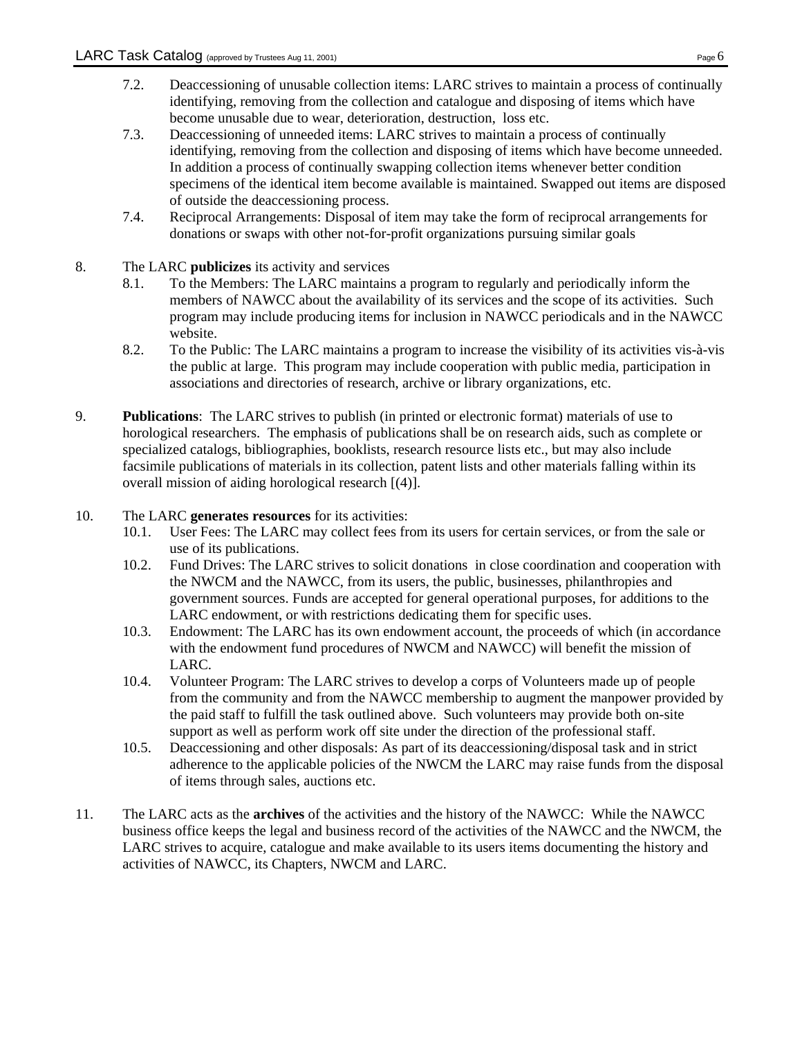7.2. Deaccessioning of unusable collection items: LARC strives to maintain a process of continually identifying, removing from the collection and catalogue and disposing of items which have become unusable due to wear, deterioration, destruction, loss etc.

7.3. Deaccessioning of unneeded items: LARC strives to maintain a process of continually identifying, removing from the collection and disposing of items which have become unneeded. In addition a process of continually swapping collection items whenever better condition specimens of the identical item become available is maintained. Swapped out items are disposed of outside the deaccessioning process.

7.4. Reciprocal Arrangements: Disposal of item may take the form of reciprocal arrangements for donations or swaps with other not-for-profit organizations pursuing similar goals

8. The LARC **publicizes** its activity and services

8.1. To the Members: The LARC maintains a program to regularly and periodically inform the members of NAWCC about the availability of its services and the scope of its activities. Such program may include producing items for inclusion in NAWCC periodicals and in the NAWCC website.

8.2. To the Public: The LARC maintains a program to increase the visibility of its activities vis-à-vis the public at large. This program may include cooperation with public media, participation in associations and directories of research, archive or library organizations, etc.

9. **Publications**: The LARC strives to publish (in printed or electronic format) materials of use to horological researchers. The emphasis of publications shall be on research aids, such as complete or specialized catalogs, bibliographies, booklists, research resource lists etc., but may also include facsimile publications of materials in its collection, patent lists and other materials falling within its overall mission of aiding horological research [(4)].

10. The LARC **generates resources** for its activities:

10.1. User Fees: The LARC may collect fees from its users for certain services, or from the sale or use of its publications.

10.2. Fund Drives: The LARC strives to solicit donations in close coordination and cooperation with the NWCM and the NAWCC, from its users, the public, businesses, philanthropies and government sources. Funds are accepted for general operational purposes, for additions to the LARC endowment, or with restrictions dedicating them for specific uses.

10.3. Endowment: The LARC has its own endowment account, the proceeds of which (in accordance with the endowment fund procedures of NWCM and NAWCC) will benefit the mission of LARC.

10.4. Volunteer Program: The LARC strives to develop a corps of Volunteers made up of people from the community and from the NAWCC membership to augment the manpower provided by the paid staff to fulfill the task outlined above. Such volunteers may provide both on-site support as well as perform work off site under the direction of the professional staff.

10.5. Deaccessioning and other disposals: As part of its deaccessioning/disposal task and in strict adherence to the applicable policies of the NWCM the LARC may raise funds from the disposal of items through sales, auctions etc.

11. The LARC acts as the **archives** of the activities and the history of the NAWCC: While the NAWCC business office keeps the legal and business record of the activities of the NAWCC and the NWCM, the LARC strives to acquire, catalogue and make available to its users items documenting the history and activities of NAWCC, its Chapters, NWCM and LARC.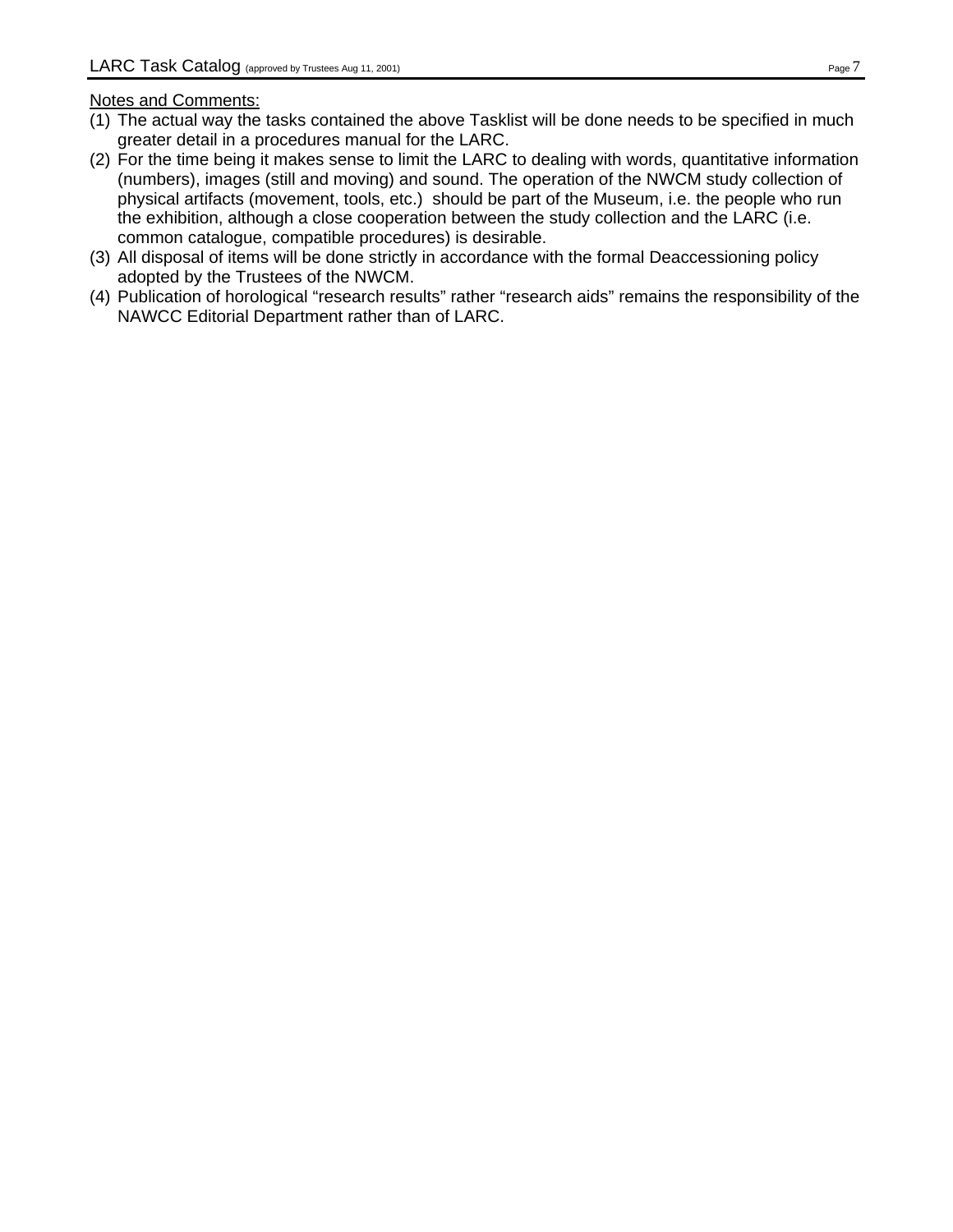<u>Notes and Comments:</u>

(1) The actual way the tasks contained the above Tasklist will be done needs to be specified in much greater detail in a procedures manual for the LARC.

(2) For the time being it makes sense to limit the LARC to dealing with words, quantitative information (numbers), images (still and moving) and sound. The operation of the NWCM study collection of physical artifacts (movement, tools, etc.) should be part of the Museum, i.e. the people who run the exhibition, although a close cooperation between the study collection and the LARC (i.e. common catalogue, compatible procedures) is desirable.

(3) All disposal of items will be done strictly in accordance with the formal Deaccessioning policy adopted by the Trustees of the NWCM.

(4) Publication of horological “research results” rather “research aids” remains the responsibility of the NAWCC Editorial Department rather than of LARC.